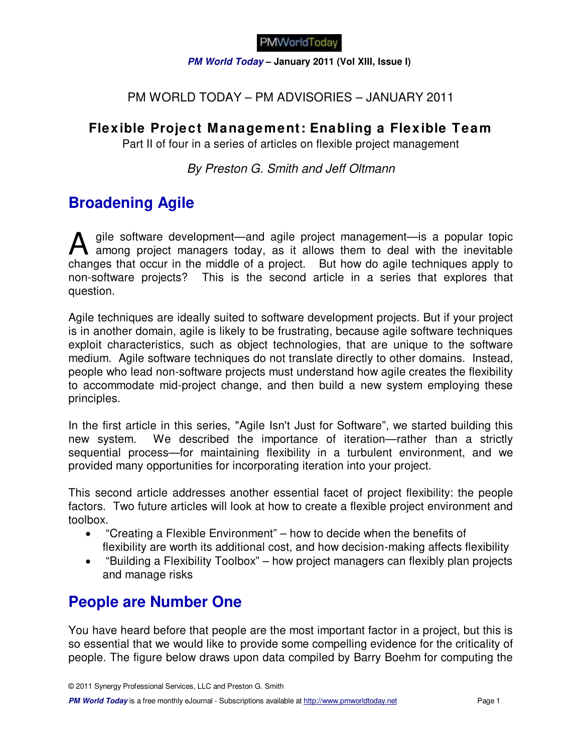PM WORLD TODAY – PM ADVISORIES – JANUARY 2011

# Flexible Project Management: Enabling a Flexible Team

Part II of four in a series of articles on flexible project management

*By Preston G. Smith and Jeff Oltmann*

## Broadening Agile

Agile software development—and agile project management—is a popular topic among project managers today, as it allows them to deal with the inevitable changes that occur in the middle of a project. But how do agile techniques apply to non-software projects? This is the second article in a series that explores that question.

Agile techniques are ideally suited to software development projects. But if your project is in another domain, agile is likely to be frustrating, because agile software techniques exploit characteristics, such as object technologies, that are unique to the software medium. Agile software techniques do not translate directly to other domains. Instead, people who lead non-software projects must understand how agile creates the flexibility to accommodate mid-project change, and then build a new system employing these principles.

In the first article in this series, "Agile Isn't Just for Software", we started building this new system. We described the importance of iteration—rather than a strictly sequential process—for maintaining flexibility in a turbulent environment, and we provided many opportunities for incorporating iteration into your project.

This second article addresses another essential facet of project flexibility: the people factors. Two future articles will look at how to create a flexible project environment and toolbox.

- "Creating a Flexible Environment" – how to decide when the benefits of flexibility are worth its additional cost, and how decision-making affects flexibility
- "Building a Flexibility Toolbox" – how project managers can flexibly plan projects and manage risks

## People are Number One

You have heard before that people are the most important factor in a project, but this is so essential that we would like to provide some compelling evidence for the criticality of people. The figure below draws upon data compiled by Barry Boehm for computing the

© 2011 Synergy Professional Services, LLC and Preston G. Smith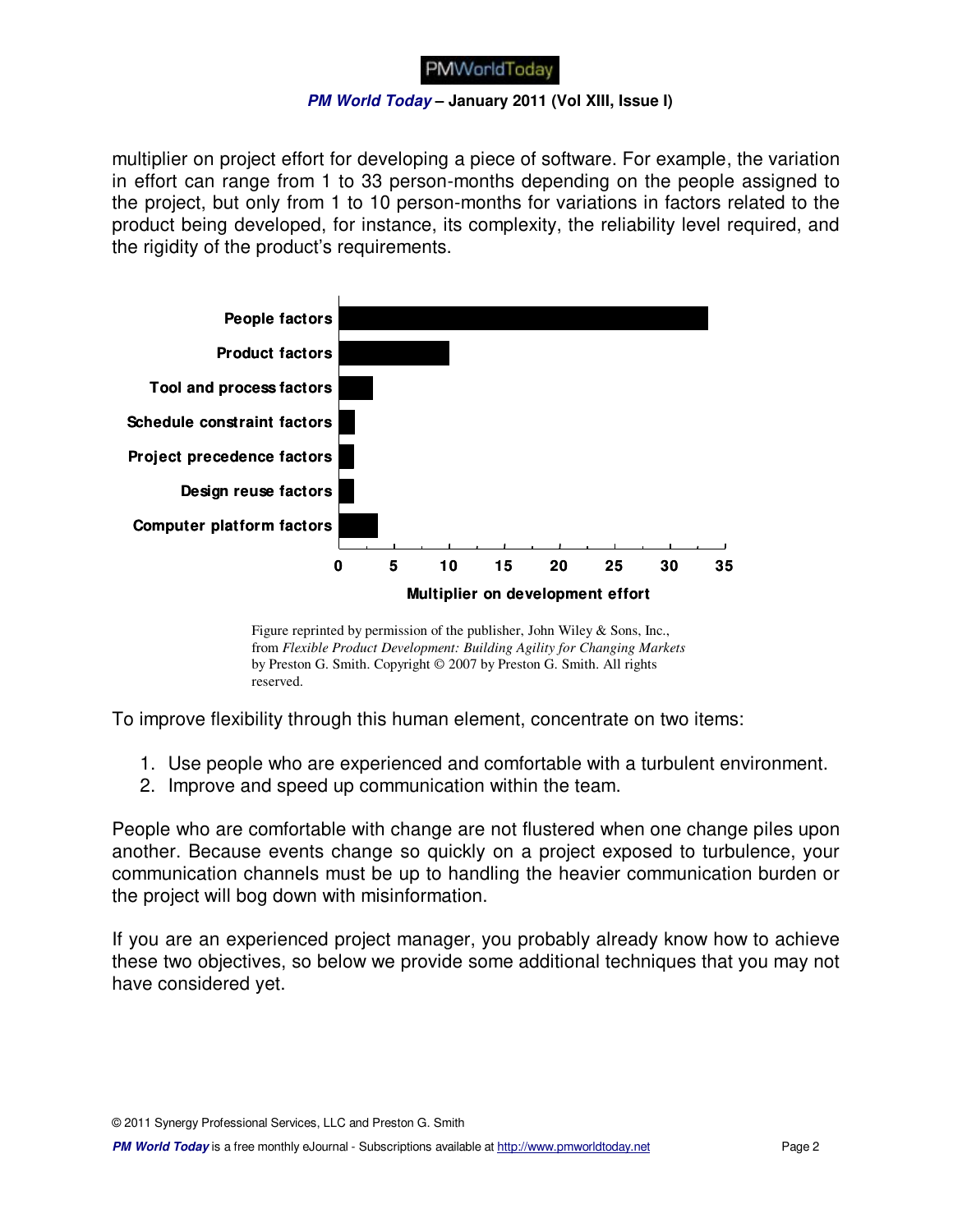multiplier on project effort for developing a piece of software. For example, the variation in effort can range from 1 to 33 person-months depending on the people assigned to the project, but only from 1 to 10 person-months for variations in factors related to the product being developed, for instance, its complexity, the reliability level required, and the rigidity of the product's requirements.

Figure reprinted by permission of the publisher, John Wiley & Sons, Inc., from *Flexible Product Development: Building Agility for Changing Markets* by Preston G. Smith. Copyright © 2007 by Preston G. Smith. All rights reserved.

To improve flexibility through this human element, concentrate on two items:

1. Use people who are experienced and comfortable with a turbulent environment.
2. Improve and speed up communication within the team.

People who are comfortable with change are not flustered when one change piles upon another. Because events change so quickly on a project exposed to turbulence, your communication channels must be up to handling the heavier communication burden or the project will bog down with misinformation.

If you are an experienced project manager, you probably already know how to achieve these two objectives, so below we provide some additional techniques that you may not have considered yet.

© 2011 Synergy Professional Services, LLC and Preston G. Smith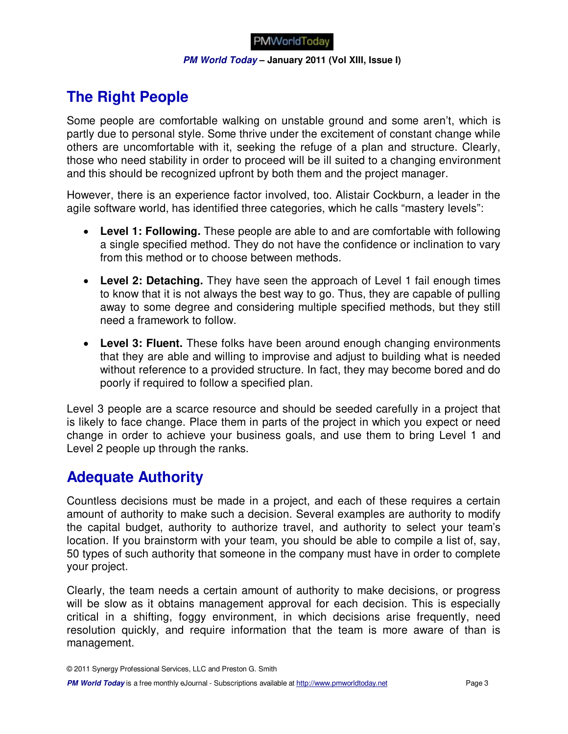## The Right People

Some people are comfortable walking on unstable ground and some aren't, which is partly due to personal style. Some thrive under the excitement of constant change while others are uncomfortable with it, seeking the refuge of a plan and structure. Clearly, those who need stability in order to proceed will be ill suited to a changing environment and this should be recognized upfront by both them and the project manager.

However, there is an experience factor involved, too. Alistair Cockburn, a leader in the agile software world, has identified three categories, which he calls "mastery levels":

- **Level 1: Following.** These people are able to and are comfortable with following a single specified method. They do not have the confidence or inclination to vary from this method or to choose between methods.
- **Level 2: Detaching.** They have seen the approach of Level 1 fail enough times to know that it is not always the best way to go. Thus, they are capable of pulling away to some degree and considering multiple specified methods, but they still need a framework to follow.
- **Level 3: Fluent.** These folks have been around enough changing environments that they are able and willing to improvise and adjust to building what is needed without reference to a provided structure. In fact, they may become bored and do poorly if required to follow a specified plan.

Level 3 people are a scarce resource and should be seeded carefully in a project that is likely to face change. Place them in parts of the project in which you expect or need change in order to achieve your business goals, and use them to bring Level 1 and Level 2 people up through the ranks.

## Adequate Authority

Countless decisions must be made in a project, and each of these requires a certain amount of authority to make such a decision. Several examples are authority to modify the capital budget, authority to authorize travel, and authority to select your team's location. If you brainstorm with your team, you should be able to compile a list of, say, 50 types of such authority that someone in the company must have in order to complete your project.

Clearly, the team needs a certain amount of authority to make decisions, or progress will be slow as it obtains management approval for each decision. This is especially critical in a shifting, foggy environment, in which decisions arise frequently, need resolution quickly, and require information that the team is more aware of than is management.

© 2011 Synergy Professional Services, LLC and Preston G. Smith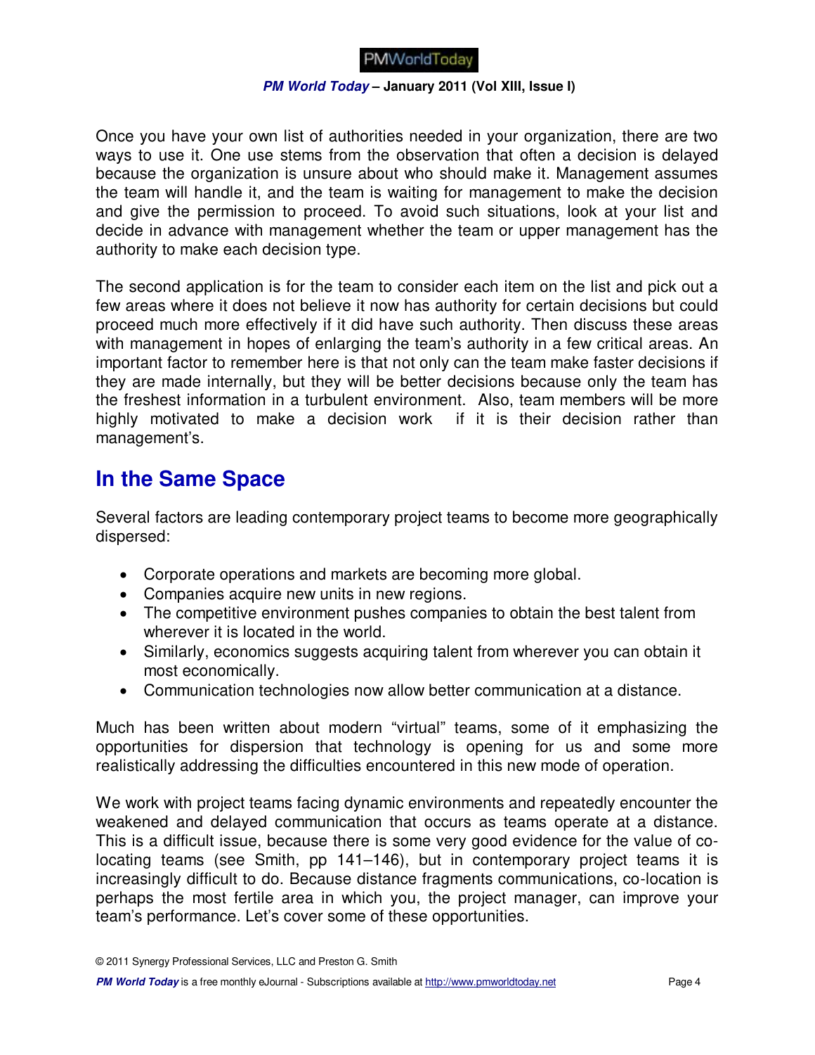Once you have your own list of authorities needed in your organization, there are two ways to use it. One use stems from the observation that often a decision is delayed because the organization is unsure about who should make it. Management assumes the team will handle it, and the team is waiting for management to make the decision and give the permission to proceed. To avoid such situations, look at your list and decide in advance with management whether the team or upper management has the authority to make each decision type.

The second application is for the team to consider each item on the list and pick out a few areas where it does not believe it now has authority for certain decisions but could proceed much more effectively if it did have such authority. Then discuss these areas with management in hopes of enlarging the team's authority in a few critical areas. An important factor to remember here is that not only can the team make faster decisions if they are made internally, but they will be better decisions because only the team has the freshest information in a turbulent environment. Also, team members will be more highly motivated to make a decision work if it is their decision rather than management's.

## In the Same Space

Several factors are leading contemporary project teams to become more geographically dispersed:

- Corporate operations and markets are becoming more global.
- Companies acquire new units in new regions.
- The competitive environment pushes companies to obtain the best talent from wherever it is located in the world.
- Similarly, economics suggests acquiring talent from wherever you can obtain it most economically.
- Communication technologies now allow better communication at a distance.

Much has been written about modern "virtual" teams, some of it emphasizing the opportunities for dispersion that technology is opening for us and some more realistically addressing the difficulties encountered in this new mode of operation.

We work with project teams facing dynamic environments and repeatedly encounter the weakened and delayed communication that occurs as teams operate at a distance. This is a difficult issue, because there is some very good evidence for the value of co-locating teams (see Smith, pp 141–146), but in contemporary project teams it is increasingly difficult to do. Because distance fragments communications, co-location is perhaps the most fertile area in which you, the project manager, can improve your team's performance. Let's cover some of these opportunities.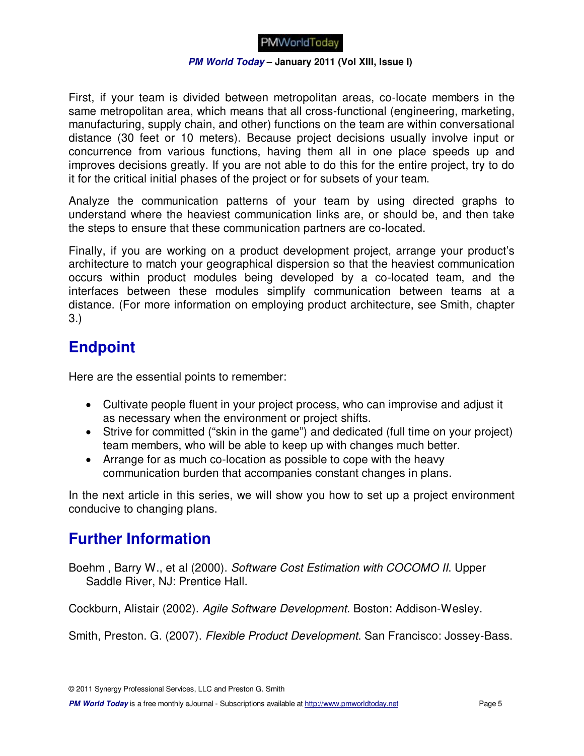First, if your team is divided between metropolitan areas, co-locate members in the same metropolitan area, which means that all cross-functional (engineering, marketing, manufacturing, supply chain, and other) functions on the team are within conversational distance (30 feet or 10 meters). Because project decisions usually involve input or concurrence from various functions, having them all in one place speeds up and improves decisions greatly. If you are not able to do this for the entire project, try to do it for the critical initial phases of the project or for subsets of your team.

Analyze the communication patterns of your team by using directed graphs to understand where the heaviest communication links are, or should be, and then take the steps to ensure that these communication partners are co-located.

Finally, if you are working on a product development project, arrange your product's architecture to match your geographical dispersion so that the heaviest communication occurs within product modules being developed by a co-located team, and the interfaces between these modules simplify communication between teams at a distance. (For more information on employing product architecture, see Smith, chapter 3.)

## Endpoint

Here are the essential points to remember:

- Cultivate people fluent in your project process, who can improvise and adjust it as necessary when the environment or project shifts.
- Strive for committed ("skin in the game") and dedicated (full time on your project) team members, who will be able to keep up with changes much better.
- Arrange for as much co-location as possible to cope with the heavy communication burden that accompanies constant changes in plans.

In the next article in this series, we will show you how to set up a project environment conducive to changing plans.

## Further Information

Boehm , Barry W., et al (2000). *Software Cost Estimation with COCOMO II*. Upper Saddle River, NJ: Prentice Hall.

Cockburn, Alistair (2002). *Agile Software Development*. Boston: Addison-Wesley.

Smith, Preston. G. (2007). *Flexible Product Development*. San Francisco: Jossey-Bass.

© 2011 Synergy Professional Services, LLC and Preston G. Smith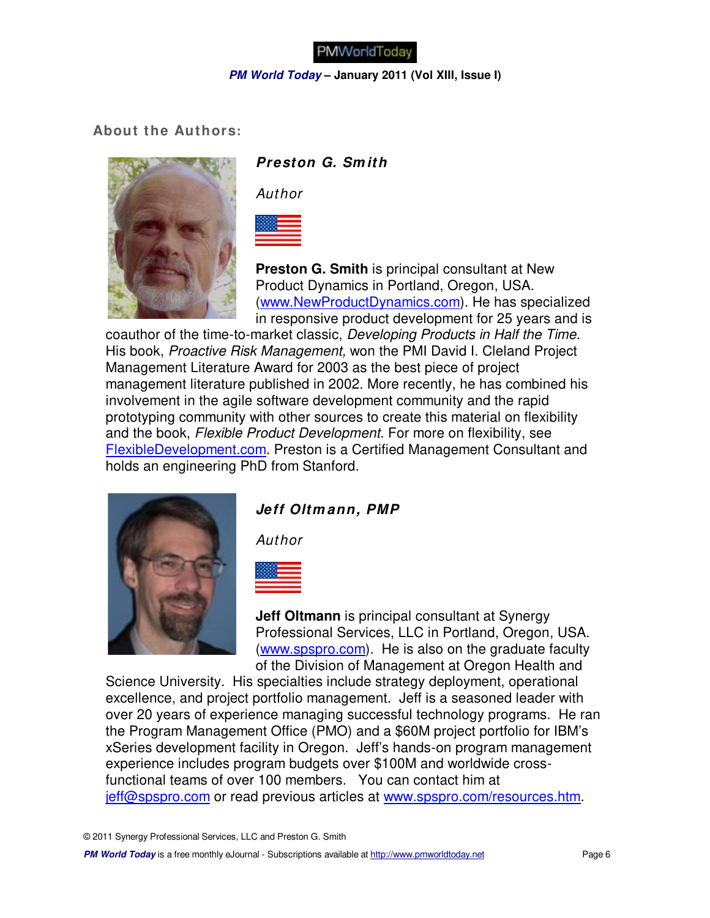## About the Authors:

### *Preston G. Smith*

*Author*

**Preston G. Smith** is principal consultant at New Product Dynamics in Portland, Oregon, USA. (www.NewProductDynamics.com). He has specialized in responsive product development for 25 years and is coauthor of the time-to-market classic, *Developing Products in Half the Time*. His book, *Proactive Risk Management,* won the PMI David I. Cleland Project Management Literature Award for 2003 as the best piece of project management literature published in 2002. More recently, he has combined his involvement in the agile software development community and the rapid prototyping community with other sources to create this material on flexibility and the book, *Flexible Product Development*. For more on flexibility, see FlexibleDevelopment.com. Preston is a Certified Management Consultant and holds an engineering PhD from Stanford.

### *Jeff Oltmann, PMP*

*Author*

**Jeff Oltmann** is principal consultant at Synergy Professional Services, LLC in Portland, Oregon, USA. (www.spspro.com). He is also on the graduate faculty of the Division of Management at Oregon Health and Science University. His specialties include strategy deployment, operational excellence, and project portfolio management. Jeff is a seasoned leader with over 20 years of experience managing successful technology programs. He ran the Program Management Office (PMO) and a $60M project portfolio for IBM's xSeries development facility in Oregon. Jeff's hands-on program management experience includes program budgets over $100M and worldwide cross-functional teams of over 100 members. You can contact him at jeff@spspro.com or read previous articles at www.spspro.com/resources.htm.

© 2011 Synergy Professional Services, LLC and Preston G. Smith